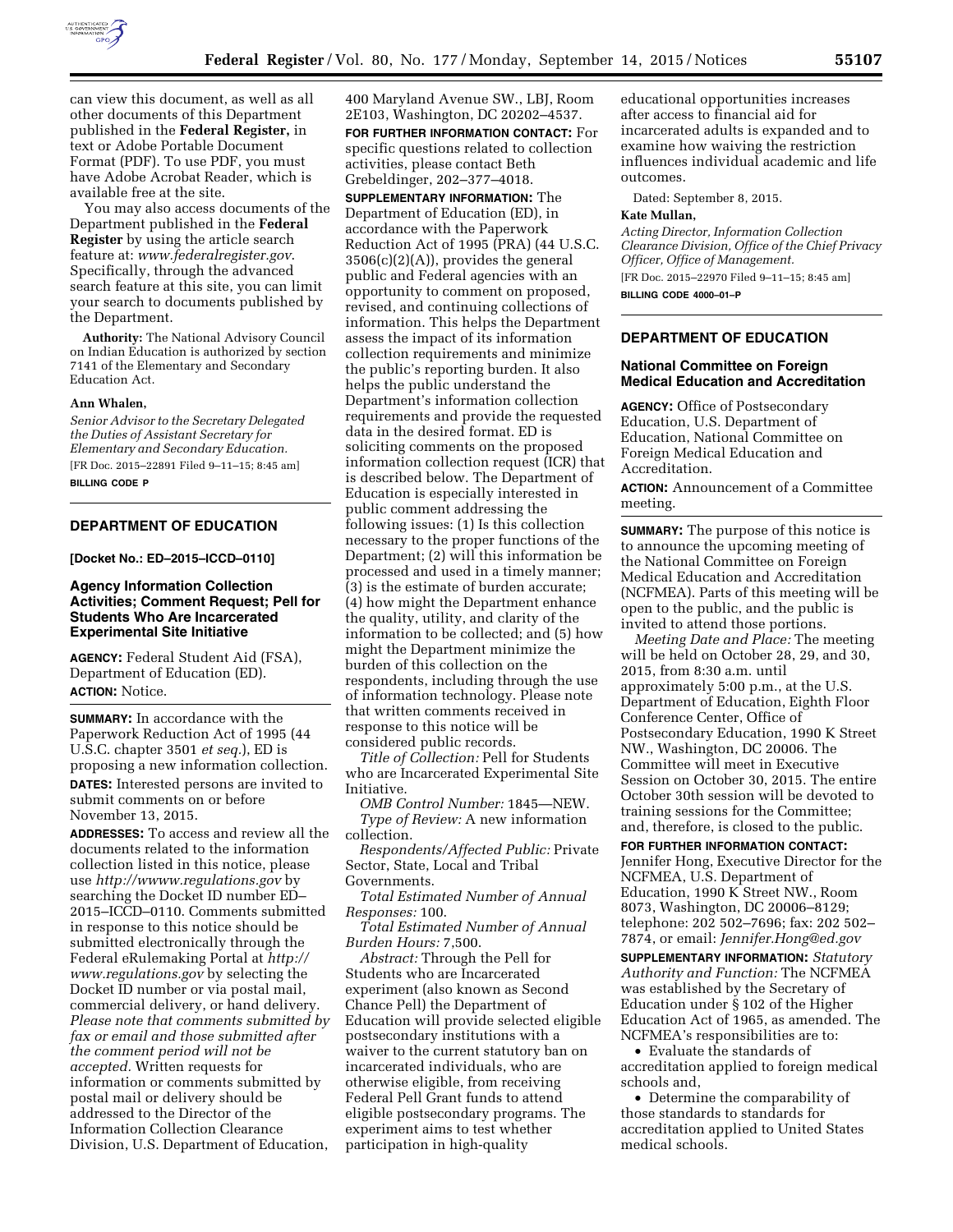can view this document, as well as all other documents of this Department published in the **Federal Register,** in text or Adobe Portable Document Format (PDF). To use PDF, you must have Adobe Acrobat Reader, which is available free at the site.

You may also access documents of the Department published in the **Federal Register** by using the article search feature at: *www.federalregister.gov*. Specifically, through the advanced search feature at this site, you can limit your search to documents published by the Department.

**Authority:** The National Advisory Council on Indian Education is authorized by section 7141 of the Elementary and Secondary Education Act.

**Ann Whalen,**

*Senior Advisor to the Secretary Delegated the Duties of Assistant Secretary for Elementary and Secondary Education.*

[FR Doc. 2015–22891 Filed 9–11–15; 8:45 am]

**BILLING CODE P**

## DEPARTMENT OF EDUCATION

**[Docket No.: ED–2015–ICCD–0110]**

### Agency Information Collection Activities; Comment Request; Pell for Students Who Are Incarcerated Experimental Site Initiative

**AGENCY:** Federal Student Aid (FSA), Department of Education (ED).

**ACTION:** Notice.

**SUMMARY:** In accordance with the Paperwork Reduction Act of 1995 (44 U.S.C. chapter 3501 *et seq.*), ED is proposing a new information collection.

**DATES:** Interested persons are invited to submit comments on or before November 13, 2015.

**ADDRESSES:** To access and review all the documents related to the information collection listed in this notice, please use *http://wwww.regulations.gov* by searching the Docket ID number ED–2015–ICCD–0110. Comments submitted in response to this notice should be submitted electronically through the Federal eRulemaking Portal at *http://www.regulations.gov* by selecting the Docket ID number or via postal mail, commercial delivery, or hand delivery. *Please note that comments submitted by fax or email and those submitted after the comment period will not be accepted.* Written requests for information or comments submitted by postal mail or delivery should be addressed to the Director of the Information Collection Clearance Division, U.S. Department of Education, 400 Maryland Avenue SW., LBJ, Room 2E103, Washington, DC 20202–4537.

**FOR FURTHER INFORMATION CONTACT:** For specific questions related to collection activities, please contact Beth Grebeldinger, 202–377–4018.

**SUPPLEMENTARY INFORMATION:** The Department of Education (ED), in accordance with the Paperwork Reduction Act of 1995 (PRA) (44 U.S.C. 3506(c)(2)(A)), provides the general public and Federal agencies with an opportunity to comment on proposed, revised, and continuing collections of information. This helps the Department assess the impact of its information collection requirements and minimize the public's reporting burden. It also helps the public understand the Department's information collection requirements and provide the requested data in the desired format. ED is soliciting comments on the proposed information collection request (ICR) that is described below. The Department of Education is especially interested in public comment addressing the following issues: (1) Is this collection necessary to the proper functions of the Department; (2) will this information be processed and used in a timely manner; (3) is the estimate of burden accurate; (4) how might the Department enhance the quality, utility, and clarity of the information to be collected; and (5) how might the Department minimize the burden of this collection on the respondents, including through the use of information technology. Please note that written comments received in response to this notice will be considered public records.

*Title of Collection:* Pell for Students who are Incarcerated Experimental Site Initiative.

*OMB Control Number:* 1845—NEW.

*Type of Review:* A new information collection.

*Respondents/Affected Public:* Private Sector, State, Local and Tribal Governments.

*Total Estimated Number of Annual Responses:* 100.

*Total Estimated Number of Annual Burden Hours:* 7,500.

*Abstract:* Through the Pell for Students who are Incarcerated experiment (also known as Second Chance Pell) the Department of Education will provide selected eligible postsecondary institutions with a waiver to the current statutory ban on incarcerated individuals, who are otherwise eligible, from receiving Federal Pell Grant funds to attend eligible postsecondary programs. The experiment aims to test whether participation in high-quality educational opportunities increases after access to financial aid for incarcerated adults is expanded and to examine how waiving the restriction influences individual academic and life outcomes.

Dated: September 8, 2015.

**Kate Mullan,**

*Acting Director, Information Collection Clearance Division, Office of the Chief Privacy Officer, Office of Management.*

[FR Doc. 2015–22970 Filed 9–11–15; 8:45 am]

**BILLING CODE 4000–01–P**

## DEPARTMENT OF EDUCATION

### National Committee on Foreign Medical Education and Accreditation

**AGENCY:** Office of Postsecondary Education, U.S. Department of Education, National Committee on Foreign Medical Education and Accreditation.

**ACTION:** Announcement of a Committee meeting.

**SUMMARY:** The purpose of this notice is to announce the upcoming meeting of the National Committee on Foreign Medical Education and Accreditation (NCFMEA). Parts of this meeting will be open to the public, and the public is invited to attend those portions.

*Meeting Date and Place:* The meeting will be held on October 28, 29, and 30, 2015, from 8:30 a.m. until approximately 5:00 p.m., at the U.S. Department of Education, Eighth Floor Conference Center, Office of Postsecondary Education, 1990 K Street NW., Washington, DC 20006. The Committee will meet in Executive Session on October 30, 2015. The entire October 30th session will be devoted to training sessions for the Committee; and, therefore, is closed to the public.

**FOR FURTHER INFORMATION CONTACT:** Jennifer Hong, Executive Director for the NCFMEA, U.S. Department of Education, 1990 K Street NW., Room 8073, Washington, DC 20006–8129; telephone: 202 502–7696; fax: 202 502–7874, or email: *Jennifer.Hong@ed.gov*

**SUPPLEMENTARY INFORMATION:** *Statutory Authority and Function:* The NCFMEA was established by the Secretary of Education under § 102 of the Higher Education Act of 1965, as amended. The NCFMEA's responsibilities are to:

- Evaluate the standards of accreditation applied to foreign medical schools and,
- Determine the comparability of those standards to standards for accreditation applied to United States medical schools.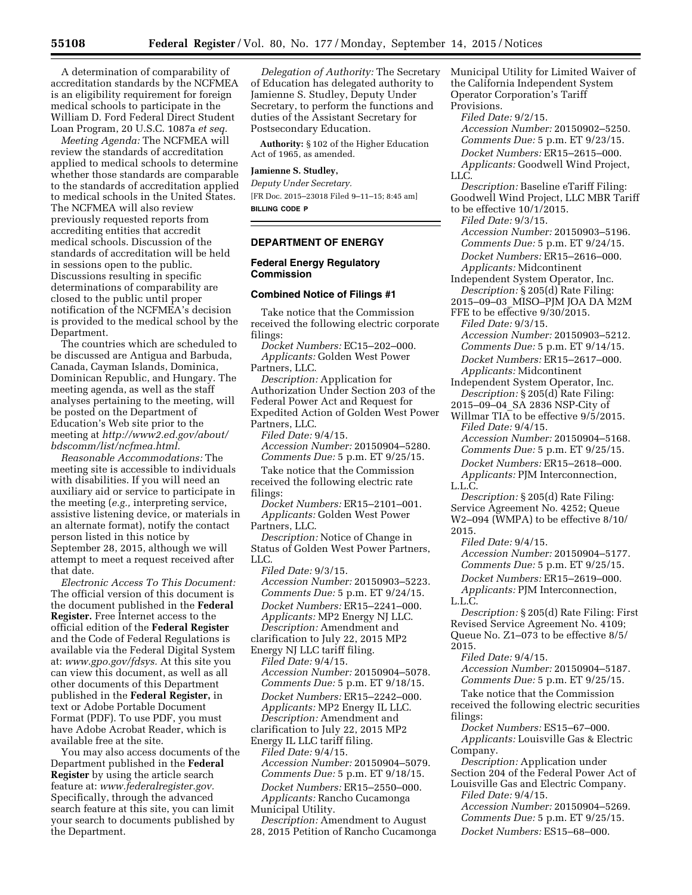A determination of comparability of accreditation standards by the NCFMEA is an eligibility requirement for foreign medical schools to participate in the William D. Ford Federal Direct Student Loan Program, 20 U.S.C. 1087a *et seq.*

*Meeting Agenda:* The NCFMEA will review the standards of accreditation applied to medical schools to determine whether those standards are comparable to the standards of accreditation applied to medical schools in the United States. The NCFMEA will also review previously requested reports from accrediting entities that accredit medical schools. Discussion of the standards of accreditation will be held in sessions open to the public. Discussions resulting in specific determinations of comparability are closed to the public until proper notification of the NCFMEA's decision is provided to the medical school by the Department.

The countries which are scheduled to be discussed are Antigua and Barbuda, Canada, Cayman Islands, Dominica, Dominican Republic, and Hungary. The meeting agenda, as well as the staff analyses pertaining to the meeting, will be posted on the Department of Education's Web site prior to the meeting at *http://www2.ed.gov/about/bdscomm/list/ncfmea.html.*

*Reasonable Accommodations:* The meeting site is accessible to individuals with disabilities. If you will need an auxiliary aid or service to participate in the meeting (*e.g.,* interpreting service, assistive listening device, or materials in an alternate format), notify the contact person listed in this notice by September 28, 2015, although we will attempt to meet a request received after that date.

*Electronic Access To This Document:* The official version of this document is the document published in the **Federal Register.** Free Internet access to the official edition of the **Federal Register** and the Code of Federal Regulations is available via the Federal Digital System at: *www.gpo.gov/fdsys.* At this site you can view this document, as well as all other documents of this Department published in the **Federal Register,** in text or Adobe Portable Document Format (PDF). To use PDF, you must have Adobe Acrobat Reader, which is available free at the site.

You may also access documents of the Department published in the **Federal Register** by using the article search feature at: *www.federalregister.gov.* Specifically, through the advanced search feature at this site, you can limit your search to documents published by the Department.

*Delegation of Authority:* The Secretary of Education has delegated authority to Jamienne S. Studley, Deputy Under Secretary, to perform the functions and duties of the Assistant Secretary for Postsecondary Education.

**Authority:** § 102 of the Higher Education Act of 1965, as amended.

**Jamienne S. Studley,**

*Deputy Under Secretary.*

[FR Doc. 2015–23018 Filed 9–11–15; 8:45 am]

**BILLING CODE P**

## DEPARTMENT OF ENERGY

### Federal Energy Regulatory Commission

#### Combined Notice of Filings #1

Take notice that the Commission received the following electric corporate filings:

*Docket Numbers:* EC15–202–000.
*Applicants:* Golden West Power Partners, LLC.
*Description:* Application for Authorization Under Section 203 of the Federal Power Act and Request for Expedited Action of Golden West Power Partners, LLC.
*Filed Date:* 9/4/15.
*Accession Number:* 20150904–5280.
*Comments Due:* 5 p.m. ET 9/25/15.

Take notice that the Commission received the following electric rate filings:

*Docket Numbers:* ER15–2101–001.
*Applicants:* Golden West Power Partners, LLC.
*Description:* Notice of Change in Status of Golden West Power Partners, LLC.
*Filed Date:* 9/3/15.
*Accession Number:* 20150903–5223.
*Comments Due:* 5 p.m. ET 9/24/15.

*Docket Numbers:* ER15–2241–000.
*Applicants:* MP2 Energy NJ LLC.
*Description:* Amendment and clarification to July 22, 2015 MP2 Energy NJ LLC tariff filing.
*Filed Date:* 9/4/15.
*Accession Number:* 20150904–5078.
*Comments Due:* 5 p.m. ET 9/18/15.

*Docket Numbers:* ER15–2242–000.
*Applicants:* MP2 Energy IL LLC.
*Description:* Amendment and clarification to July 22, 2015 MP2 Energy IL LLC tariff filing.
*Filed Date:* 9/4/15.
*Accession Number:* 20150904–5079.
*Comments Due:* 5 p.m. ET 9/18/15.

*Docket Numbers:* ER15–2550–000.
*Applicants:* Rancho Cucamonga Municipal Utility.
*Description:* Amendment to August 28, 2015 Petition of Rancho Cucamonga Municipal Utility for Limited Waiver of the California Independent System Operator Corporation's Tariff Provisions.
*Filed Date:* 9/2/15.
*Accession Number:* 20150902–5250.
*Comments Due:* 5 p.m. ET 9/23/15.

*Docket Numbers:* ER15–2615–000.
*Applicants:* Goodwell Wind Project, LLC.
*Description:* Baseline eTariff Filing: Goodwell Wind Project, LLC MBR Tariff to be effective 10/1/2015.
*Filed Date:* 9/3/15.
*Accession Number:* 20150903–5196.
*Comments Due:* 5 p.m. ET 9/24/15.

*Docket Numbers:* ER15–2616–000.
*Applicants:* Midcontinent Independent System Operator, Inc.
*Description:* § 205(d) Rate Filing: 2015–09–03_MISO–PJM JOA DA M2M FFE to be effective 9/30/2015.
*Filed Date:* 9/3/15.
*Accession Number:* 20150903–5212.
*Comments Due:* 5 p.m. ET 9/14/15.

*Docket Numbers:* ER15–2617–000.
*Applicants:* Midcontinent Independent System Operator, Inc.
*Description:* § 205(d) Rate Filing: 2015–09–04_SA 2836 NSP-City of Willmar TIA to be effective 9/5/2015.
*Filed Date:* 9/4/15.
*Accession Number:* 20150904–5168.
*Comments Due:* 5 p.m. ET 9/25/15.

*Docket Numbers:* ER15–2618–000.
*Applicants:* PJM Interconnection, L.L.C.
*Description:* § 205(d) Rate Filing: Service Agreement No. 4252; Queue W2–094 (WMPA) to be effective 8/10/2015.
*Filed Date:* 9/4/15.
*Accession Number:* 20150904–5177.
*Comments Due:* 5 p.m. ET 9/25/15.

*Docket Numbers:* ER15–2619–000.
*Applicants:* PJM Interconnection, L.L.C.
*Description:* § 205(d) Rate Filing: First Revised Service Agreement No. 4109; Queue No. Z1–073 to be effective 8/5/2015.
*Filed Date:* 9/4/15.
*Accession Number:* 20150904–5187.
*Comments Due:* 5 p.m. ET 9/25/15.

Take notice that the Commission received the following electric securities filings:

*Docket Numbers:* ES15–67–000.
*Applicants:* Louisville Gas & Electric Company.
*Description:* Application under Section 204 of the Federal Power Act of Louisville Gas and Electric Company.
*Filed Date:* 9/4/15.
*Accession Number:* 20150904–5269.
*Comments Due:* 5 p.m. ET 9/25/15.

*Docket Numbers:* ES15–68–000.